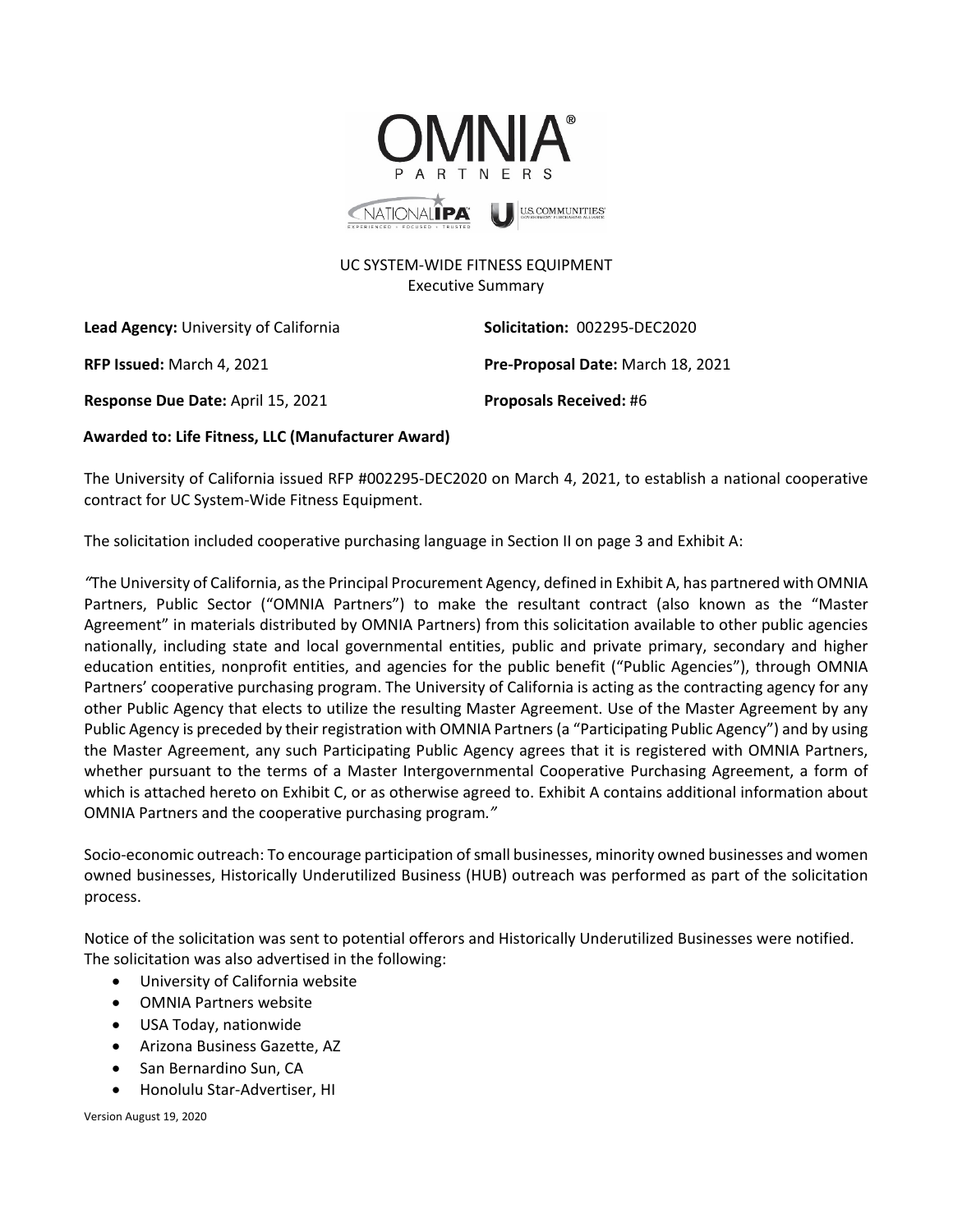UC SYSTEM-WIDE FITNESS EQUIPMENT
Executive Summary

**Lead Agency:** University of California

**Solicitation:** 002295-DEC2020

**RFP Issued:** March 4, 2021

**Pre-Proposal Date:** March 18, 2021

**Response Due Date:** April 15, 2021

**Proposals Received:** #6

**Awarded to: Life Fitness, LLC (Manufacturer Award)**

The University of California issued RFP #002295-DEC2020 on March 4, 2021, to establish a national cooperative contract for UC System-Wide Fitness Equipment.

The solicitation included cooperative purchasing language in Section II on page 3 and Exhibit A:

*"The University of California, as the Principal Procurement Agency, defined in Exhibit A, has partnered with OMNIA Partners, Public Sector ("OMNIA Partners") to make the resultant contract (also known as the "Master Agreement" in materials distributed by OMNIA Partners) from this solicitation available to other public agencies nationally, including state and local governmental entities, public and private primary, secondary and higher education entities, nonprofit entities, and agencies for the public benefit ("Public Agencies"), through OMNIA Partners' cooperative purchasing program. The University of California is acting as the contracting agency for any other Public Agency that elects to utilize the resulting Master Agreement. Use of the Master Agreement by any Public Agency is preceded by their registration with OMNIA Partners (a "Participating Public Agency") and by using the Master Agreement, any such Participating Public Agency agrees that it is registered with OMNIA Partners, whether pursuant to the terms of a Master Intergovernmental Cooperative Purchasing Agreement, a form of which is attached hereto on Exhibit C, or as otherwise agreed to. Exhibit A contains additional information about OMNIA Partners and the cooperative purchasing program."*

Socio-economic outreach: To encourage participation of small businesses, minority owned businesses and women owned businesses, Historically Underutilized Business (HUB) outreach was performed as part of the solicitation process.

Notice of the solicitation was sent to potential offerors and Historically Underutilized Businesses were notified. The solicitation was also advertised in the following:

- University of California website
- OMNIA Partners website
- USA Today, nationwide
- Arizona Business Gazette, AZ
- San Bernardino Sun, CA
- Honolulu Star-Advertiser, HI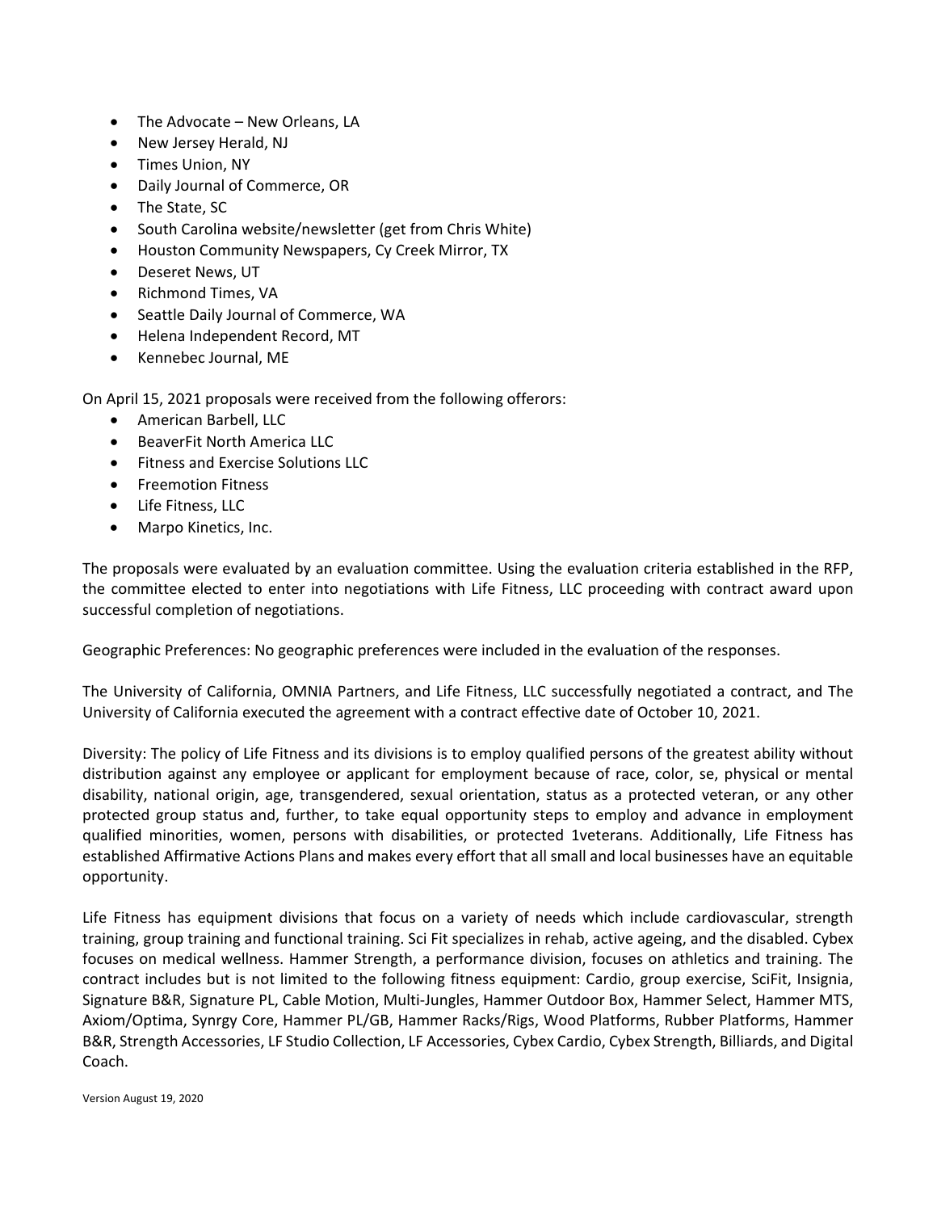- The Advocate – New Orleans, LA
- New Jersey Herald, NJ
- Times Union, NY
- Daily Journal of Commerce, OR
- The State, SC
- South Carolina website/newsletter (get from Chris White)
- Houston Community Newspapers, Cy Creek Mirror, TX
- Deseret News, UT
- Richmond Times, VA
- Seattle Daily Journal of Commerce, WA
- Helena Independent Record, MT
- Kennebec Journal, ME

On April 15, 2021 proposals were received from the following offerors:

- American Barbell, LLC
- BeaverFit North America LLC
- Fitness and Exercise Solutions LLC
- Freemotion Fitness
- Life Fitness, LLC
- Marpo Kinetics, Inc.

The proposals were evaluated by an evaluation committee. Using the evaluation criteria established in the RFP, the committee elected to enter into negotiations with Life Fitness, LLC proceeding with contract award upon successful completion of negotiations.

Geographic Preferences: No geographic preferences were included in the evaluation of the responses.

The University of California, OMNIA Partners, and Life Fitness, LLC successfully negotiated a contract, and The University of California executed the agreement with a contract effective date of October 10, 2021.

Diversity: The policy of Life Fitness and its divisions is to employ qualified persons of the greatest ability without distribution against any employee or applicant for employment because of race, color, se, physical or mental disability, national origin, age, transgendered, sexual orientation, status as a protected veteran, or any other protected group status and, further, to take equal opportunity steps to employ and advance in employment qualified minorities, women, persons with disabilities, or protected 1veterans. Additionally, Life Fitness has established Affirmative Actions Plans and makes every effort that all small and local businesses have an equitable opportunity.

Life Fitness has equipment divisions that focus on a variety of needs which include cardiovascular, strength training, group training and functional training. Sci Fit specializes in rehab, active ageing, and the disabled. Cybex focuses on medical wellness. Hammer Strength, a performance division, focuses on athletics and training. The contract includes but is not limited to the following fitness equipment: Cardio, group exercise, SciFit, Insignia, Signature B&R, Signature PL, Cable Motion, Multi-Jungles, Hammer Outdoor Box, Hammer Select, Hammer MTS, Axiom/Optima, Synrgy Core, Hammer PL/GB, Hammer Racks/Rigs, Wood Platforms, Rubber Platforms, Hammer B&R, Strength Accessories, LF Studio Collection, LF Accessories, Cybex Cardio, Cybex Strength, Billiards, and Digital Coach.

Version August 19, 2020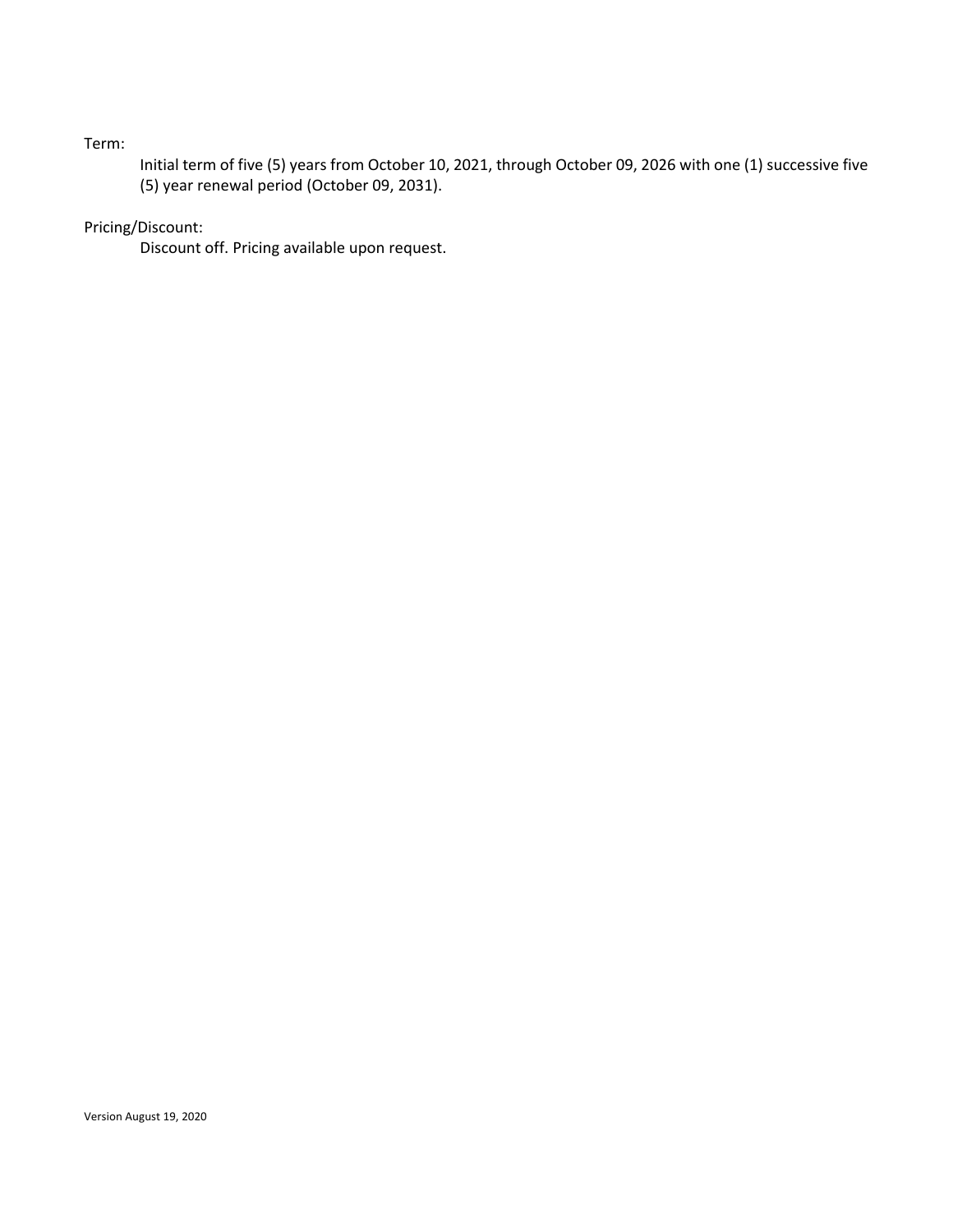Term:

Initial term of five (5) years from October 10, 2021, through October 09, 2026 with one (1) successive five (5) year renewal period (October 09, 2031).

Pricing/Discount:

Discount off. Pricing available upon request.

Version August 19, 2020